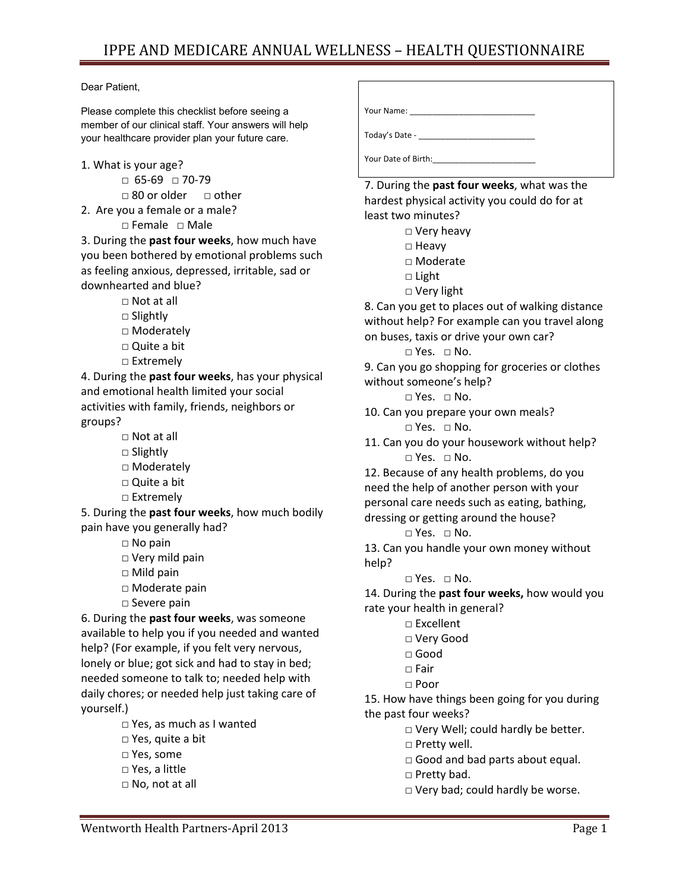# IPPE AND MEDICARE ANNUAL WELLNESS – HEALTH QUESTIONNAIRE

Dear Patient,

Please complete this checklist before seeing a member of our clinical staff. Your answers will help your healthcare provider plan your future care.

Your Name: ___________________________

Today's Date - _________________________

Your Date of Birth:______________________

1. What is your age?
   - □ 65-69 □ 70-79
   - □ 80 or older □ other

2. Are you a female or a male?
   - □ Female □ Male

3. During the **past four weeks**, how much have you been bothered by emotional problems such as feeling anxious, depressed, irritable, sad or downhearted and blue?
   - □ Not at all
   - □ Slightly
   - □ Moderately
   - □ Quite a bit
   - □ Extremely

4. During the **past four weeks**, has your physical and emotional health limited your social activities with family, friends, neighbors or groups?
   - □ Not at all
   - □ Slightly
   - □ Moderately
   - □ Quite a bit
   - □ Extremely

5. During the **past four weeks**, how much bodily pain have you generally had?
   - □ No pain
   - □ Very mild pain
   - □ Mild pain
   - □ Moderate pain
   - □ Severe pain

6. During the **past four weeks**, was someone available to help you if you needed and wanted help? (For example, if you felt very nervous, lonely or blue; got sick and had to stay in bed; needed someone to talk to; needed help with daily chores; or needed help just taking care of yourself.)
   - □ Yes, as much as I wanted
   - □ Yes, quite a bit
   - □ Yes, some
   - □ Yes, a little
   - □ No, not at all

7. During the **past four weeks**, what was the hardest physical activity you could do for at least two minutes?
   - □ Very heavy
   - □ Heavy
   - □ Moderate
   - □ Light
   - □ Very light

8. Can you get to places out of walking distance without help? For example can you travel along on buses, taxis or drive your own car?
   - □ Yes. □ No.

9. Can you go shopping for groceries or clothes without someone's help?
   - □ Yes. □ No.

10. Can you prepare your own meals?
    - □ Yes. □ No.

11. Can you do your housework without help?
    - □ Yes. □ No.

12. Because of any health problems, do you need the help of another person with your personal care needs such as eating, bathing, dressing or getting around the house?
    - □ Yes. □ No.

13. Can you handle your own money without help?
    - □ Yes. □ No.

14. During the **past four weeks,** how would you rate your health in general?
    - □ Excellent
    - □ Very Good
    - □ Good
    - □ Fair
    - □ Poor

15. How have things been going for you during the past four weeks?
    - □ Very Well; could hardly be better.
    - □ Pretty well.
    - □ Good and bad parts about equal.
    - □ Pretty bad.
    - □ Very bad; could hardly be worse.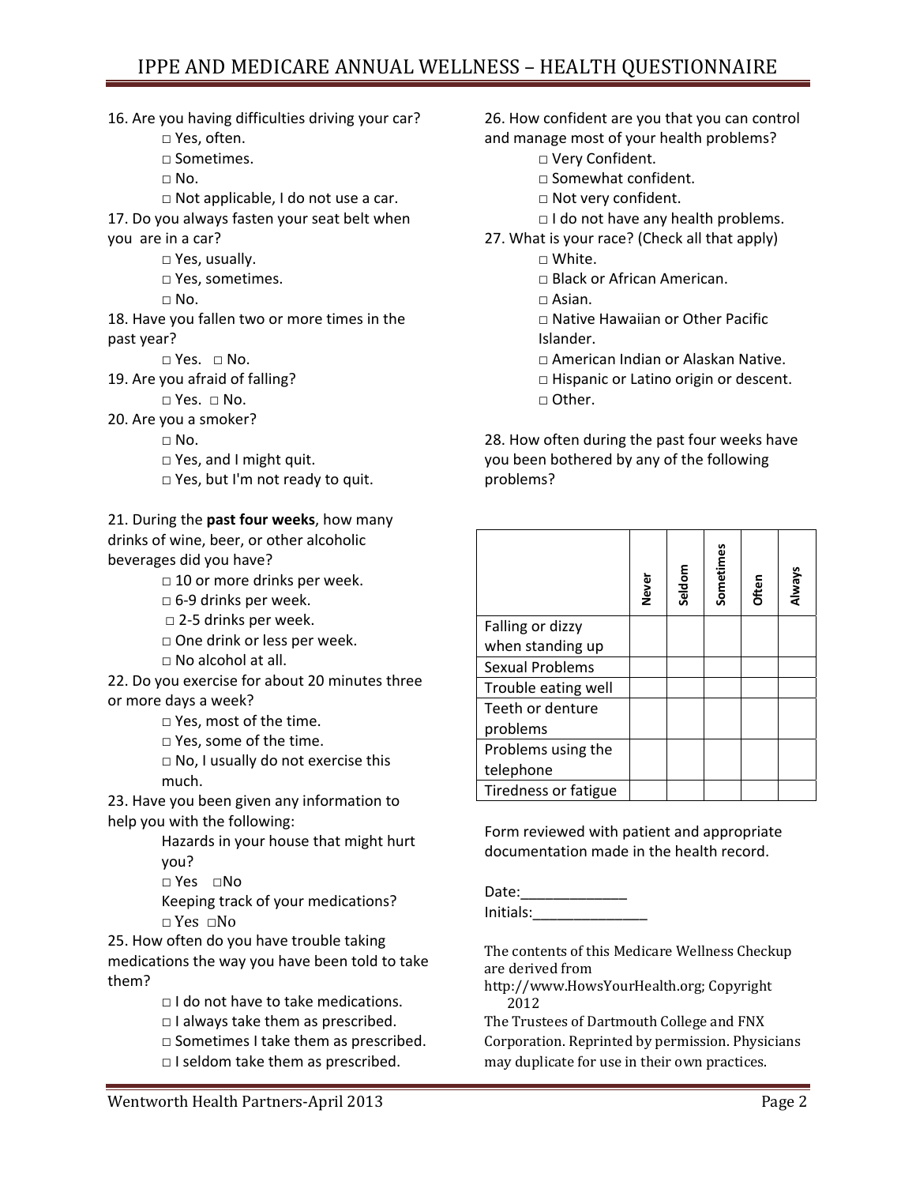16. Are you having difficulties driving your car?
   - □ Yes, often.
   - □ Sometimes.
   - □ No.
   - □ Not applicable, I do not use a car.

17. Do you always fasten your seat belt when you are in a car?
   - □ Yes, usually.
   - □ Yes, sometimes.
   - □ No.

18. Have you fallen two or more times in the past year?
   - □ Yes. □ No.

19. Are you afraid of falling?
   - □ Yes. □ No.

20. Are you a smoker?
   - □ No.
   - □ Yes, and I might quit.
   - □ Yes, but I'm not ready to quit.

21. During the **past four weeks**, how many drinks of wine, beer, or other alcoholic beverages did you have?
   - □ 10 or more drinks per week.
   - □ 6-9 drinks per week.
   - □ 2-5 drinks per week.
   - □ One drink or less per week.
   - □ No alcohol at all.

22. Do you exercise for about 20 minutes three or more days a week?
   - □ Yes, most of the time.
   - □ Yes, some of the time.
   - □ No, I usually do not exercise this much.

23. Have you been given any information to help you with the following:
   - Hazards in your house that might hurt you?
     - □ Yes □No
   - Keeping track of your medications?
     - □ Yes □No

25. How often do you have trouble taking medications the way you have been told to take them?
   - □ I do not have to take medications.
   - □ I always take them as prescribed.
   - □ Sometimes I take them as prescribed.
   - □ I seldom take them as prescribed.

26. How confident are you that you can control and manage most of your health problems?
   - □ Very Confident.
   - □ Somewhat confident.
   - □ Not very confident.
   - □ I do not have any health problems.

27. What is your race? (Check all that apply)
   - □ White.
   - □ Black or African American.
   - □ Asian.
   - □ Native Hawaiian or Other Pacific Islander.
   - □ American Indian or Alaskan Native.
   - □ Hispanic or Latino origin or descent.
   - □ Other.

28. How often during the past four weeks have you been bothered by any of the following problems?

| | Never | Seldom | Sometimes | Often | Always |
|---|---|---|---|---|---|
| Falling or dizzy when standing up | | | | | |
| Sexual Problems | | | | | |
| Trouble eating well | | | | | |
| Teeth or denture problems | | | | | |
| Problems using the telephone | | | | | |
| Tiredness or fatigue | | | | | |

Form reviewed with patient and appropriate documentation made in the health record.

Date:_____________

Initials:______________

The contents of this Medicare Wellness Checkup are derived from http://www.HowsYourHealth.org; Copyright 2012 The Trustees of Dartmouth College and FNX Corporation. Reprinted by permission. Physicians may duplicate for use in their own practices.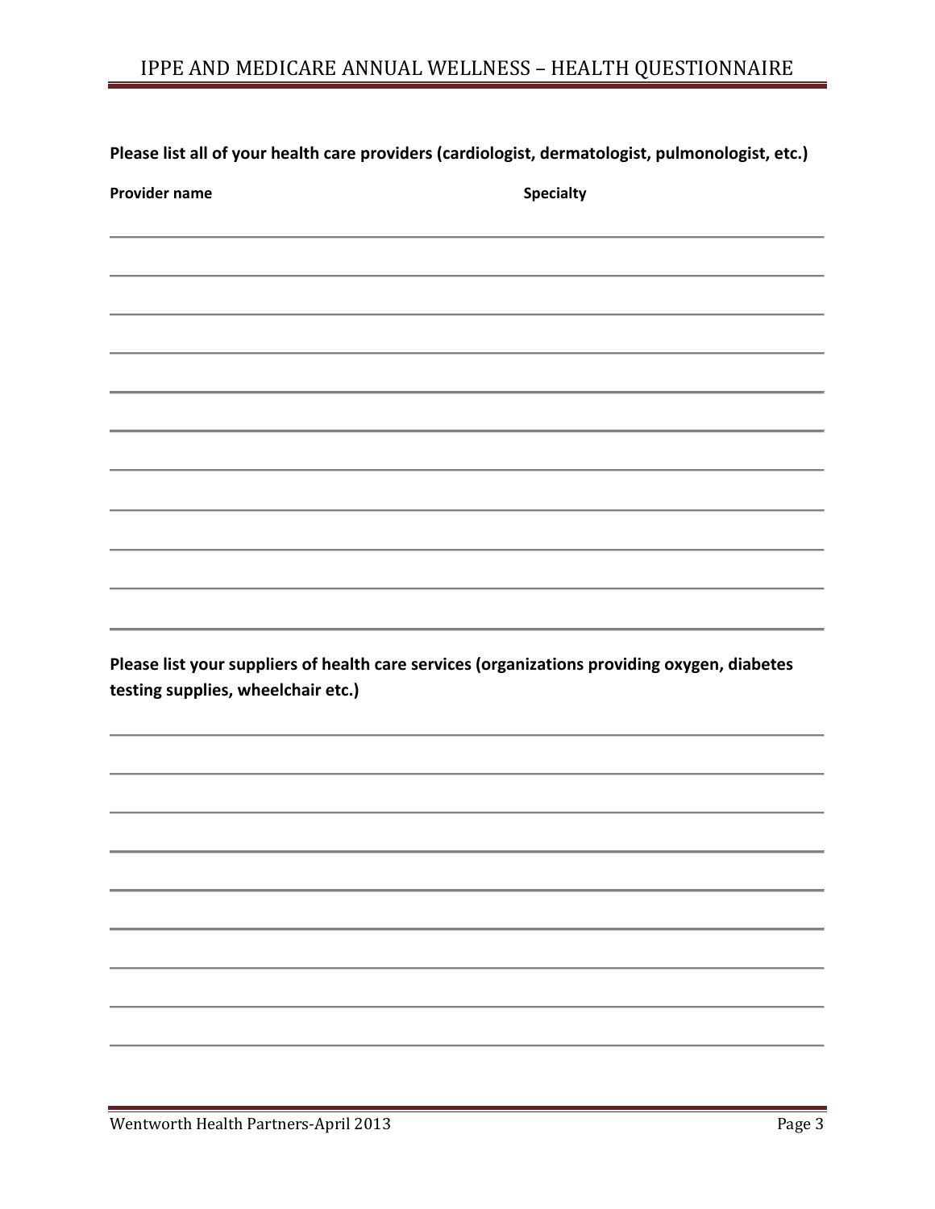**Please list all of your health care providers (cardiologist, dermatologist, pulmonologist, etc.)**

| Provider name | Specialty |
| --- | --- |
| | |
| | |
| | |
| | |
| | |
| | |
| | |
| | |
| | |
| | |
| | |

**Please list your suppliers of health care services (organizations providing oxygen, diabetes testing supplies, wheelchair etc.)**